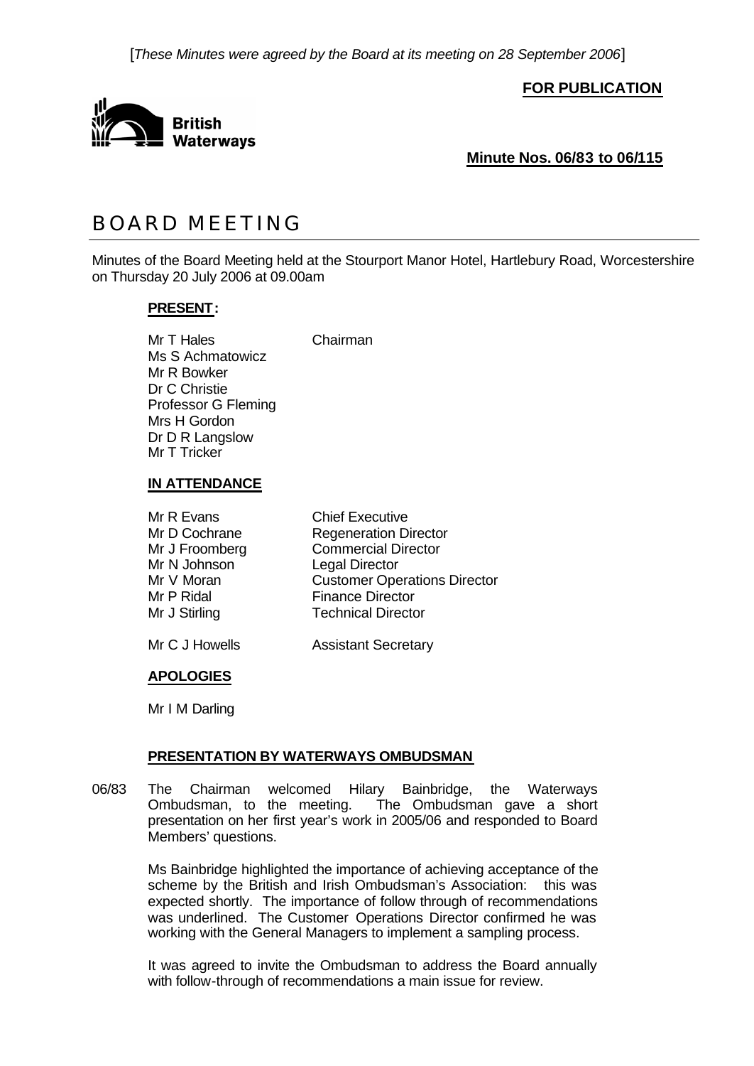[*These Minutes were agreed by the Board at its meeting on 28 September 2006*]

**FOR PUBLICATION**

British Waterways

**Minute Nos. 06/83 to 06/115**

# BOARD MEETING

Minutes of the Board Meeting held at the Stourport Manor Hotel, Hartlebury Road, Worcestershire on Thursday 20 July 2006 at 09.00am

**PRESENT:**

| | |
|---|---|
| Mr T Hales | Chairman |
| Ms S Achmatowicz | |
| Mr R Bowker | |
| Dr C Christie | |
| Professor G Fleming | |
| Mrs H Gordon | |
| Dr D R Langslow | |
| Mr T Tricker | |

**IN ATTENDANCE**

| | |
|---|---|
| Mr R Evans | Chief Executive |
| Mr D Cochrane | Regeneration Director |
| Mr J Froomberg | Commercial Director |
| Mr N Johnson | Legal Director |
| Mr V Moran | Customer Operations Director |
| Mr P Ridal | Finance Director |
| Mr J Stirling | Technical Director |
| Mr C J Howells | Assistant Secretary |

**APOLOGIES**

Mr I M Darling

**PRESENTATION BY WATERWAYS OMBUDSMAN**

06/83 The Chairman welcomed Hilary Bainbridge, the Waterways Ombudsman, to the meeting. The Ombudsman gave a short presentation on her first year's work in 2005/06 and responded to Board Members' questions.

Ms Bainbridge highlighted the importance of achieving acceptance of the scheme by the British and Irish Ombudsman's Association: this was expected shortly. The importance of follow through of recommendations was underlined. The Customer Operations Director confirmed he was working with the General Managers to implement a sampling process.

It was agreed to invite the Ombudsman to address the Board annually with follow-through of recommendations a main issue for review.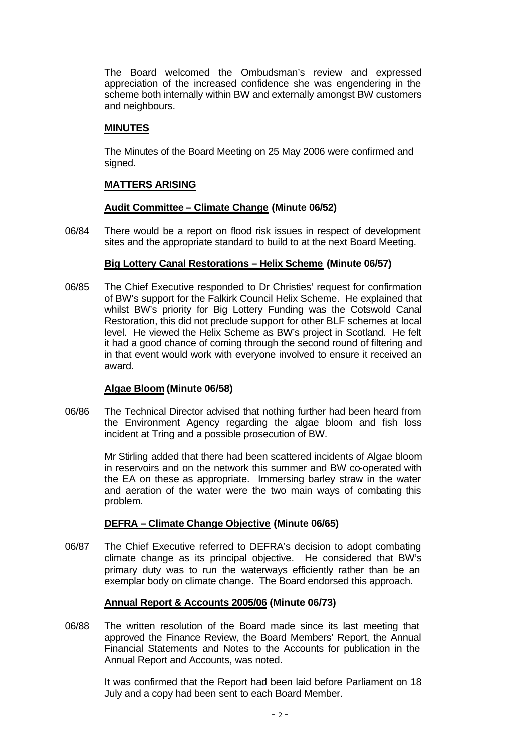The Board welcomed the Ombudsman's review and expressed appreciation of the increased confidence she was engendering in the scheme both internally within BW and externally amongst BW customers and neighbours.

**MINUTES**

The Minutes of the Board Meeting on 25 May 2006 were confirmed and signed.

**MATTERS ARISING**

**Audit Committee – Climate Change (Minute 06/52)**

06/84 There would be a report on flood risk issues in respect of development sites and the appropriate standard to build to at the next Board Meeting.

**Big Lottery Canal Restorations – Helix Scheme (Minute 06/57)**

06/85 The Chief Executive responded to Dr Christies' request for confirmation of BW's support for the Falkirk Council Helix Scheme. He explained that whilst BW's priority for Big Lottery Funding was the Cotswold Canal Restoration, this did not preclude support for other BLF schemes at local level. He viewed the Helix Scheme as BW's project in Scotland. He felt it had a good chance of coming through the second round of filtering and in that event would work with everyone involved to ensure it received an award.

**Algae Bloom (Minute 06/58)**

06/86 The Technical Director advised that nothing further had been heard from the Environment Agency regarding the algae bloom and fish loss incident at Tring and a possible prosecution of BW.

Mr Stirling added that there had been scattered incidents of Algae bloom in reservoirs and on the network this summer and BW co-operated with the EA on these as appropriate. Immersing barley straw in the water and aeration of the water were the two main ways of combating this problem.

**DEFRA – Climate Change Objective (Minute 06/65)**

06/87 The Chief Executive referred to DEFRA's decision to adopt combating climate change as its principal objective. He considered that BW's primary duty was to run the waterways efficiently rather than be an exemplar body on climate change. The Board endorsed this approach.

**Annual Report & Accounts 2005/06 (Minute 06/73)**

06/88 The written resolution of the Board made since its last meeting that approved the Finance Review, the Board Members' Report, the Annual Financial Statements and Notes to the Accounts for publication in the Annual Report and Accounts, was noted.

It was confirmed that the Report had been laid before Parliament on 18 July and a copy had been sent to each Board Member.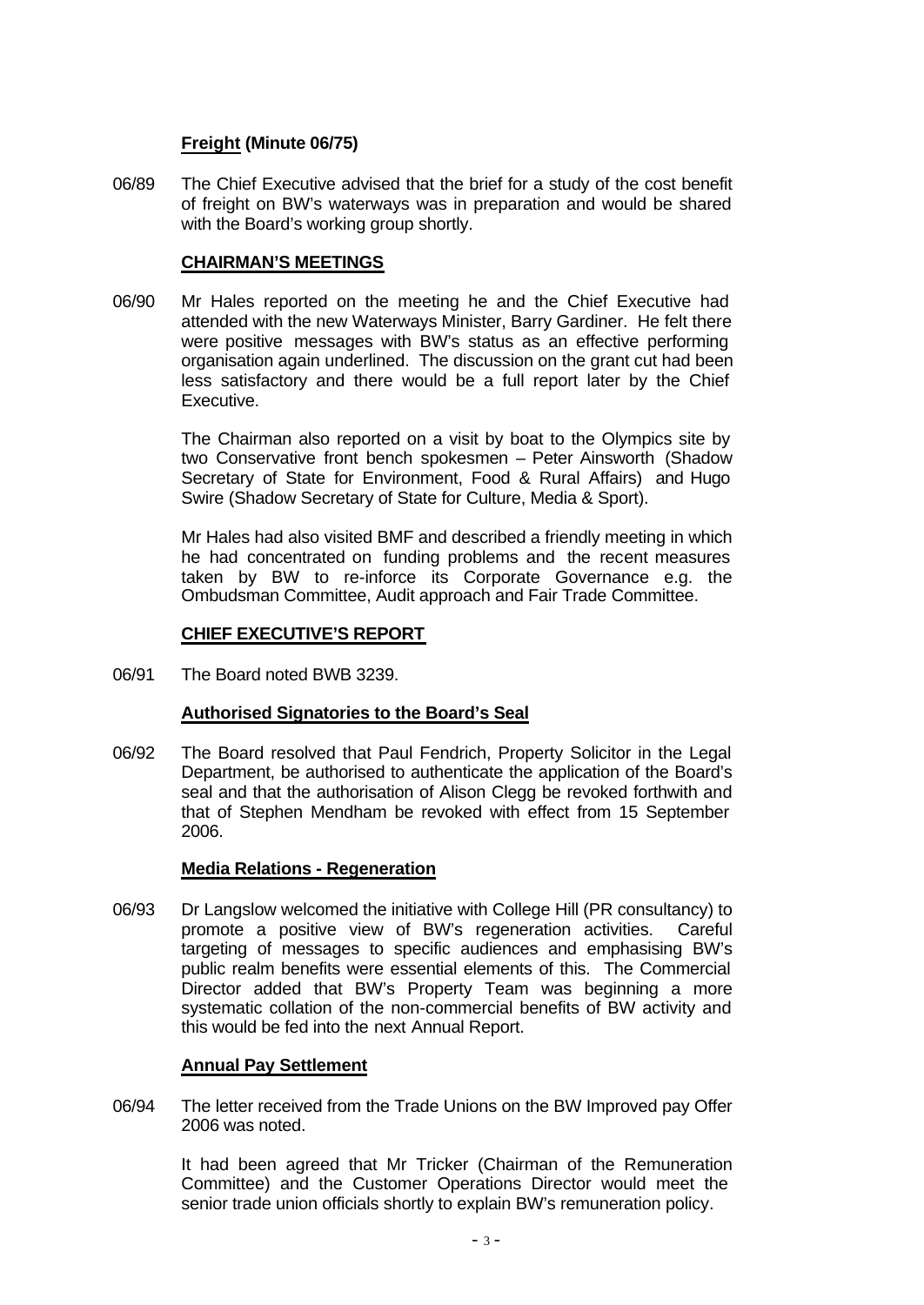**<u>Freight</u> (Minute 06/75)**

06/89 The Chief Executive advised that the brief for a study of the cost benefit of freight on BW's waterways was in preparation and would be shared with the Board's working group shortly.

**<u>CHAIRMAN'S MEETINGS</u>**

06/90 Mr Hales reported on the meeting he and the Chief Executive had attended with the new Waterways Minister, Barry Gardiner. He felt there were positive messages with BW's status as an effective performing organisation again underlined. The discussion on the grant cut had been less satisfactory and there would be a full report later by the Chief Executive.

The Chairman also reported on a visit by boat to the Olympics site by two Conservative front bench spokesmen – Peter Ainsworth (Shadow Secretary of State for Environment, Food & Rural Affairs) and Hugo Swire (Shadow Secretary of State for Culture, Media & Sport).

Mr Hales had also visited BMF and described a friendly meeting in which he had concentrated on funding problems and the recent measures taken by BW to re-inforce its Corporate Governance e.g. the Ombudsman Committee, Audit approach and Fair Trade Committee.

**<u>CHIEF EXECUTIVE'S REPORT</u>**

06/91 The Board noted BWB 3239.

**<u>Authorised Signatories to the Board's Seal</u>**

06/92 The Board resolved that Paul Fendrich, Property Solicitor in the Legal Department, be authorised to authenticate the application of the Board's seal and that the authorisation of Alison Clegg be revoked forthwith and that of Stephen Mendham be revoked with effect from 15 September 2006.

**<u>Media Relations - Regeneration</u>**

06/93 Dr Langslow welcomed the initiative with College Hill (PR consultancy) to promote a positive view of BW's regeneration activities. Careful targeting of messages to specific audiences and emphasising BW's public realm benefits were essential elements of this. The Commercial Director added that BW's Property Team was beginning a more systematic collation of the non-commercial benefits of BW activity and this would be fed into the next Annual Report.

**<u>Annual Pay Settlement</u>**

06/94 The letter received from the Trade Unions on the BW Improved pay Offer 2006 was noted.

It had been agreed that Mr Tricker (Chairman of the Remuneration Committee) and the Customer Operations Director would meet the senior trade union officials shortly to explain BW's remuneration policy.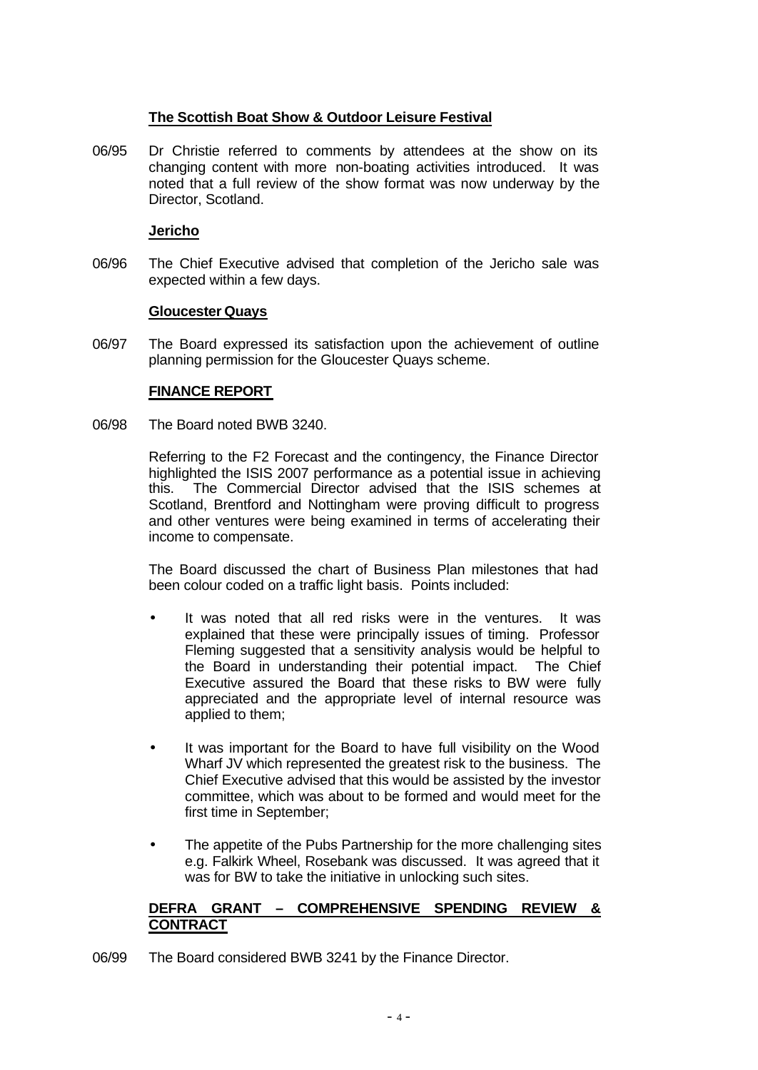**The Scottish Boat Show & Outdoor Leisure Festival**

06/95 Dr Christie referred to comments by attendees at the show on its changing content with more non-boating activities introduced. It was noted that a full review of the show format was now underway by the Director, Scotland.

**Jericho**

06/96 The Chief Executive advised that completion of the Jericho sale was expected within a few days.

**Gloucester Quays**

06/97 The Board expressed its satisfaction upon the achievement of outline planning permission for the Gloucester Quays scheme.

**FINANCE REPORT**

06/98 The Board noted BWB 3240.

Referring to the F2 Forecast and the contingency, the Finance Director highlighted the ISIS 2007 performance as a potential issue in achieving this. The Commercial Director advised that the ISIS schemes at Scotland, Brentford and Nottingham were proving difficult to progress and other ventures were being examined in terms of accelerating their income to compensate.

The Board discussed the chart of Business Plan milestones that had been colour coded on a traffic light basis. Points included:

- It was noted that all red risks were in the ventures. It was explained that these were principally issues of timing. Professor Fleming suggested that a sensitivity analysis would be helpful to the Board in understanding their potential impact. The Chief Executive assured the Board that these risks to BW were fully appreciated and the appropriate level of internal resource was applied to them;
- It was important for the Board to have full visibility on the Wood Wharf JV which represented the greatest risk to the business. The Chief Executive advised that this would be assisted by the investor committee, which was about to be formed and would meet for the first time in September;
- The appetite of the Pubs Partnership for the more challenging sites e.g. Falkirk Wheel, Rosebank was discussed. It was agreed that it was for BW to take the initiative in unlocking such sites.

**DEFRA GRANT – COMPREHENSIVE SPENDING REVIEW & CONTRACT**

06/99 The Board considered BWB 3241 by the Finance Director.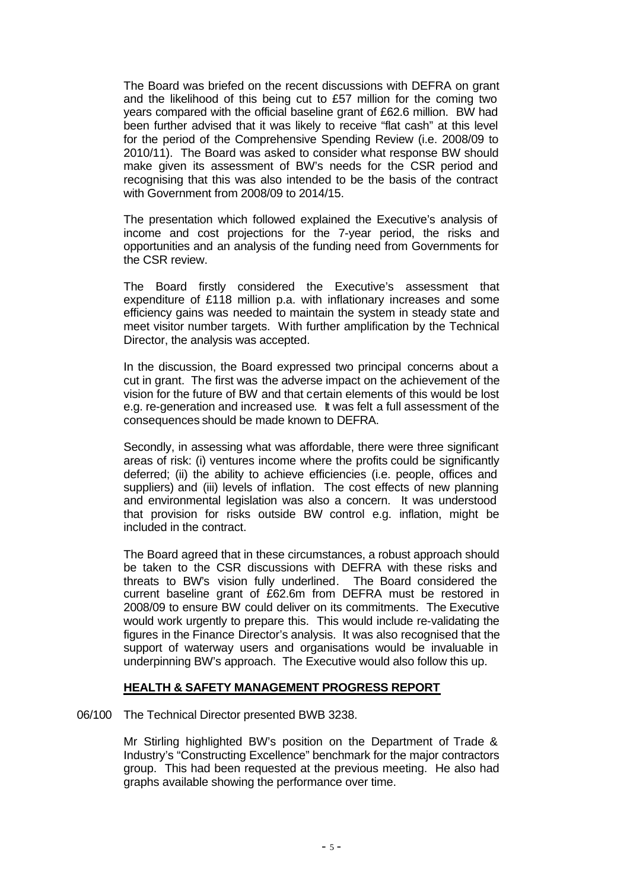The Board was briefed on the recent discussions with DEFRA on grant and the likelihood of this being cut to £57 million for the coming two years compared with the official baseline grant of £62.6 million. BW had been further advised that it was likely to receive "flat cash" at this level for the period of the Comprehensive Spending Review (i.e. 2008/09 to 2010/11). The Board was asked to consider what response BW should make given its assessment of BW's needs for the CSR period and recognising that this was also intended to be the basis of the contract with Government from 2008/09 to 2014/15.

The presentation which followed explained the Executive's analysis of income and cost projections for the 7-year period, the risks and opportunities and an analysis of the funding need from Governments for the CSR review.

The Board firstly considered the Executive's assessment that expenditure of £118 million p.a. with inflationary increases and some efficiency gains was needed to maintain the system in steady state and meet visitor number targets. With further amplification by the Technical Director, the analysis was accepted.

In the discussion, the Board expressed two principal concerns about a cut in grant. The first was the adverse impact on the achievement of the vision for the future of BW and that certain elements of this would be lost e.g. re-generation and increased use. It was felt a full assessment of the consequences should be made known to DEFRA.

Secondly, in assessing what was affordable, there were three significant areas of risk: (i) ventures income where the profits could be significantly deferred; (ii) the ability to achieve efficiencies (i.e. people, offices and suppliers) and (iii) levels of inflation. The cost effects of new planning and environmental legislation was also a concern. It was understood that provision for risks outside BW control e.g. inflation, might be included in the contract.

The Board agreed that in these circumstances, a robust approach should be taken to the CSR discussions with DEFRA with these risks and threats to BW's vision fully underlined. The Board considered the current baseline grant of £62.6m from DEFRA must be restored in 2008/09 to ensure BW could deliver on its commitments. The Executive would work urgently to prepare this. This would include re-validating the figures in the Finance Director's analysis. It was also recognised that the support of waterway users and organisations would be invaluable in underpinning BW's approach. The Executive would also follow this up.

**HEALTH & SAFETY MANAGEMENT PROGRESS REPORT**

06/100 The Technical Director presented BWB 3238.

Mr Stirling highlighted BW's position on the Department of Trade & Industry's "Constructing Excellence" benchmark for the major contractors group. This had been requested at the previous meeting. He also had graphs available showing the performance over time.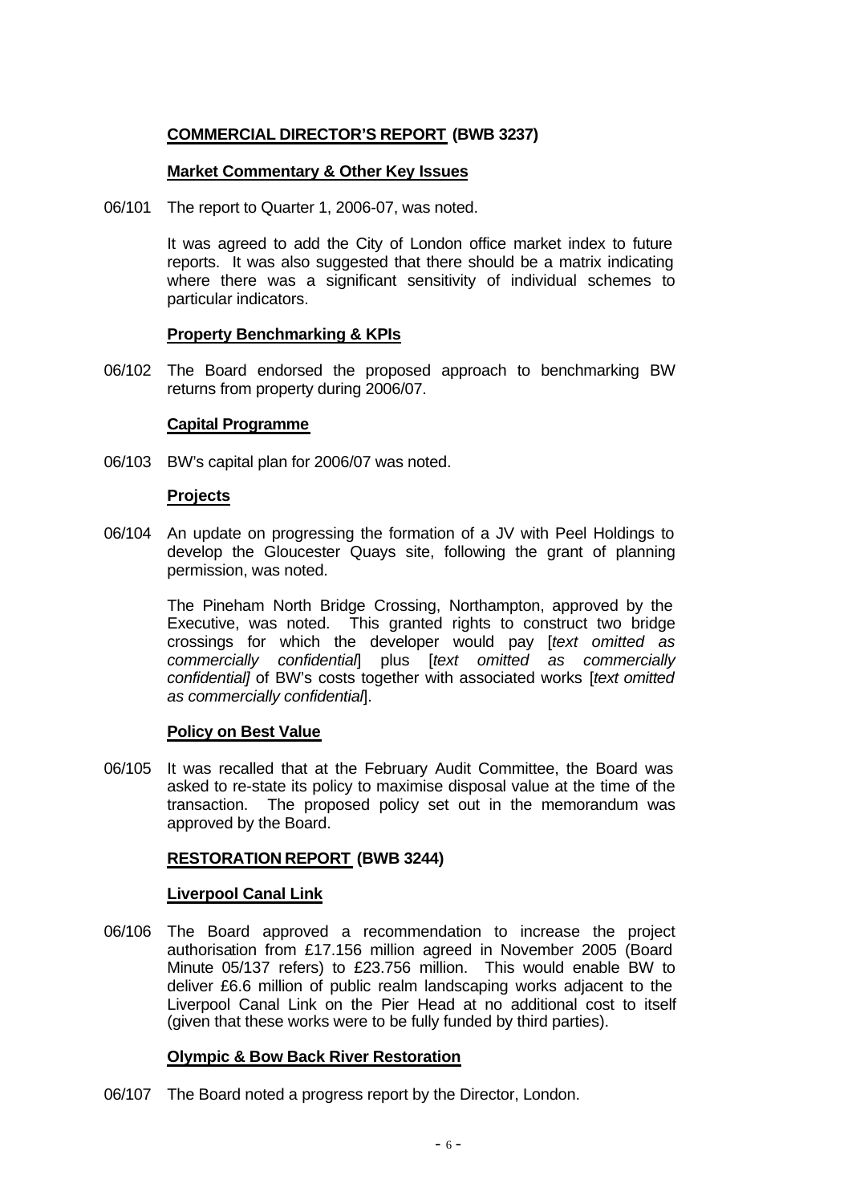**COMMERCIAL DIRECTOR'S REPORT (BWB 3237)**

**Market Commentary & Other Key Issues**

06/101 The report to Quarter 1, 2006-07, was noted.

It was agreed to add the City of London office market index to future reports. It was also suggested that there should be a matrix indicating where there was a significant sensitivity of individual schemes to particular indicators.

**Property Benchmarking & KPIs**

06/102 The Board endorsed the proposed approach to benchmarking BW returns from property during 2006/07.

**Capital Programme**

06/103 BW's capital plan for 2006/07 was noted.

**Projects**

06/104 An update on progressing the formation of a JV with Peel Holdings to develop the Gloucester Quays site, following the grant of planning permission, was noted.

The Pineham North Bridge Crossing, Northampton, approved by the Executive, was noted. This granted rights to construct two bridge crossings for which the developer would pay [*text omitted as commercially confidential*] plus [*text omitted as commercially confidential]* of BW's costs together with associated works [*text omitted as commercially confidential*].

**Policy on Best Value**

06/105 It was recalled that at the February Audit Committee, the Board was asked to re-state its policy to maximise disposal value at the time of the transaction. The proposed policy set out in the memorandum was approved by the Board.

**RESTORATION REPORT (BWB 3244)**

**Liverpool Canal Link**

06/106 The Board approved a recommendation to increase the project authorisation from £17.156 million agreed in November 2005 (Board Minute 05/137 refers) to £23.756 million. This would enable BW to deliver £6.6 million of public realm landscaping works adjacent to the Liverpool Canal Link on the Pier Head at no additional cost to itself (given that these works were to be fully funded by third parties).

**Olympic & Bow Back River Restoration**

06/107 The Board noted a progress report by the Director, London.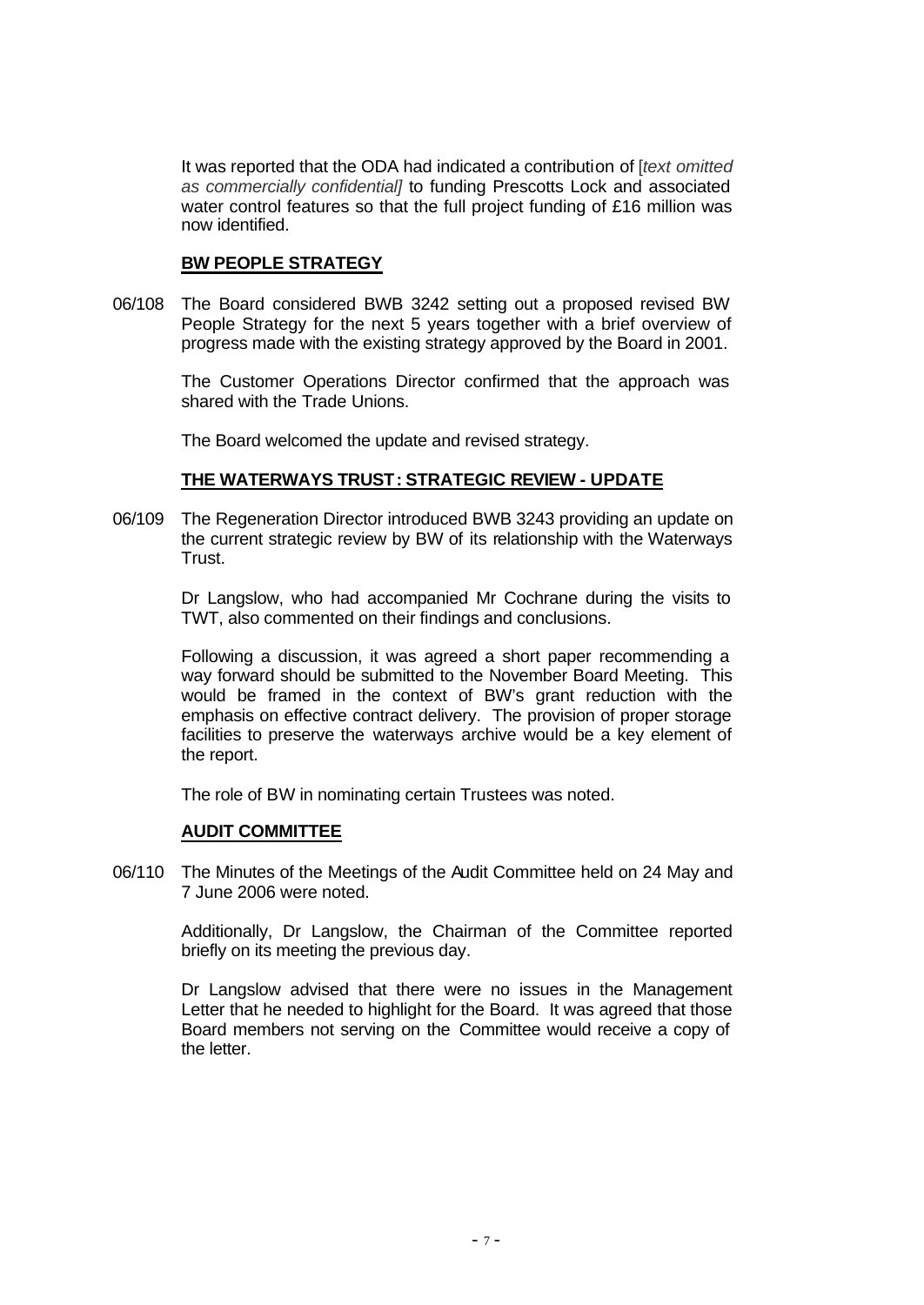It was reported that the ODA had indicated a contribution of [*text omitted as commercially confidential]* to funding Prescotts Lock and associated water control features so that the full project funding of £16 million was now identified.

**BW PEOPLE STRATEGY**

06/108 The Board considered BWB 3242 setting out a proposed revised BW People Strategy for the next 5 years together with a brief overview of progress made with the existing strategy approved by the Board in 2001.

The Customer Operations Director confirmed that the approach was shared with the Trade Unions.

The Board welcomed the update and revised strategy.

**THE WATERWAYS TRUST: STRATEGIC REVIEW - UPDATE**

06/109 The Regeneration Director introduced BWB 3243 providing an update on the current strategic review by BW of its relationship with the Waterways Trust.

Dr Langslow, who had accompanied Mr Cochrane during the visits to TWT, also commented on their findings and conclusions.

Following a discussion, it was agreed a short paper recommending a way forward should be submitted to the November Board Meeting. This would be framed in the context of BW's grant reduction with the emphasis on effective contract delivery. The provision of proper storage facilities to preserve the waterways archive would be a key element of the report.

The role of BW in nominating certain Trustees was noted.

**AUDIT COMMITTEE**

06/110 The Minutes of the Meetings of the Audit Committee held on 24 May and 7 June 2006 were noted.

Additionally, Dr Langslow, the Chairman of the Committee reported briefly on its meeting the previous day.

Dr Langslow advised that there were no issues in the Management Letter that he needed to highlight for the Board. It was agreed that those Board members not serving on the Committee would receive a copy of the letter.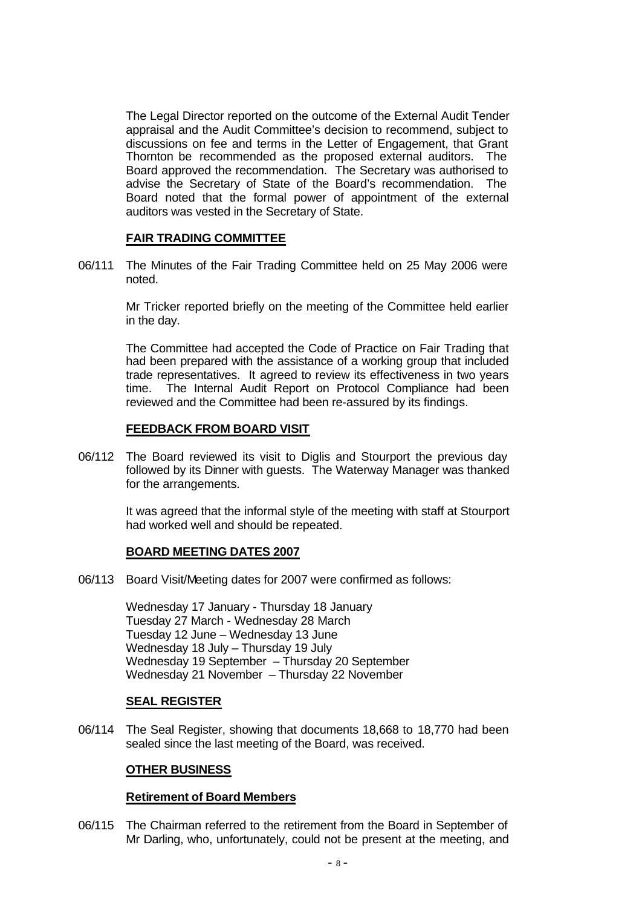The Legal Director reported on the outcome of the External Audit Tender appraisal and the Audit Committee's decision to recommend, subject to discussions on fee and terms in the Letter of Engagement, that Grant Thornton be recommended as the proposed external auditors. The Board approved the recommendation. The Secretary was authorised to advise the Secretary of State of the Board's recommendation. The Board noted that the formal power of appointment of the external auditors was vested in the Secretary of State.

**FAIR TRADING COMMITTEE**

06/111 The Minutes of the Fair Trading Committee held on 25 May 2006 were noted.

Mr Tricker reported briefly on the meeting of the Committee held earlier in the day.

The Committee had accepted the Code of Practice on Fair Trading that had been prepared with the assistance of a working group that included trade representatives. It agreed to review its effectiveness in two years time. The Internal Audit Report on Protocol Compliance had been reviewed and the Committee had been re-assured by its findings.

**FEEDBACK FROM BOARD VISIT**

06/112 The Board reviewed its visit to Diglis and Stourport the previous day followed by its Dinner with guests. The Waterway Manager was thanked for the arrangements.

It was agreed that the informal style of the meeting with staff at Stourport had worked well and should be repeated.

**BOARD MEETING DATES 2007**

06/113 Board Visit/Meeting dates for 2007 were confirmed as follows:

Wednesday 17 January - Thursday 18 January
Tuesday 27 March - Wednesday 28 March
Tuesday 12 June – Wednesday 13 June
Wednesday 18 July – Thursday 19 July
Wednesday 19 September – Thursday 20 September
Wednesday 21 November – Thursday 22 November

**SEAL REGISTER**

06/114 The Seal Register, showing that documents 18,668 to 18,770 had been sealed since the last meeting of the Board, was received.

**OTHER BUSINESS**

**Retirement of Board Members**

06/115 The Chairman referred to the retirement from the Board in September of Mr Darling, who, unfortunately, could not be present at the meeting, and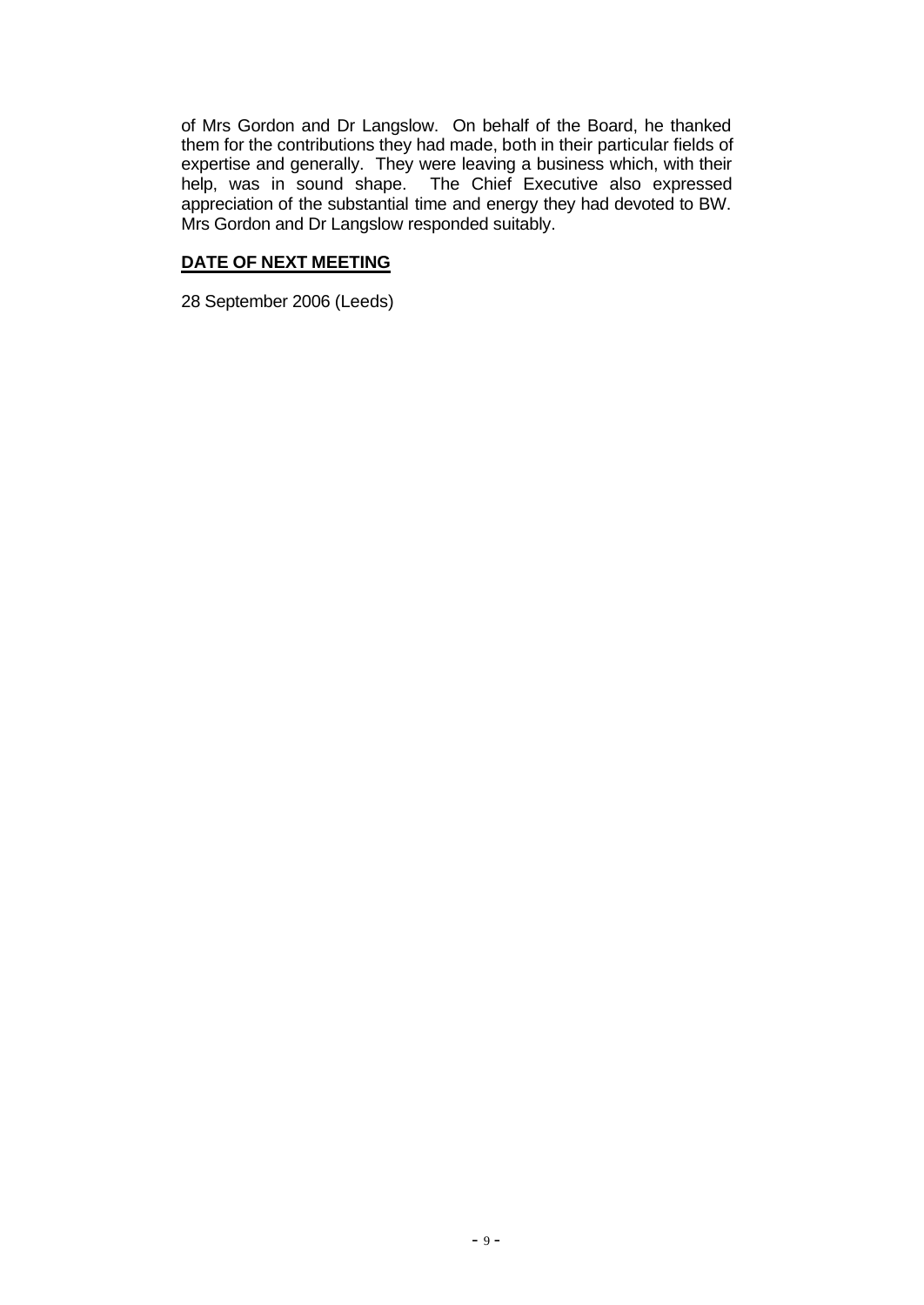of Mrs Gordon and Dr Langslow. On behalf of the Board, he thanked them for the contributions they had made, both in their particular fields of expertise and generally. They were leaving a business which, with their help, was in sound shape. The Chief Executive also expressed appreciation of the substantial time and energy they had devoted to BW. Mrs Gordon and Dr Langslow responded suitably.

**DATE OF NEXT MEETING**

28 September 2006 (Leeds)